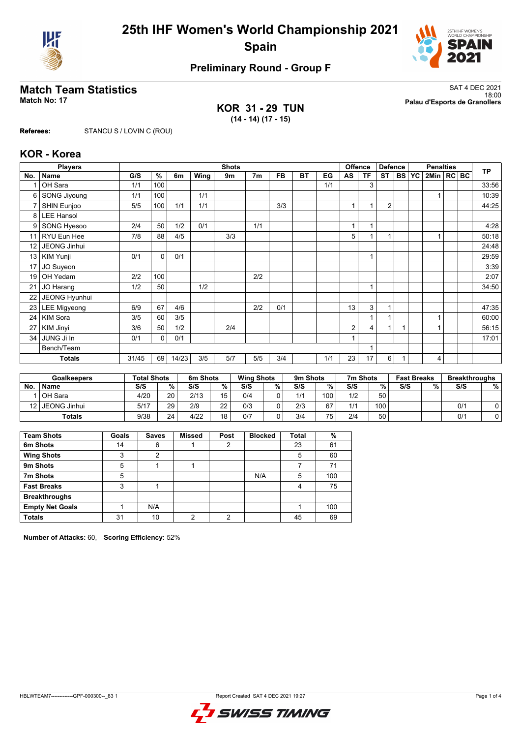# 25th IHF Women's World Championship 2021
## Spain

### Preliminary Round - Group F

## Match Team Statistics

**Match No: 17**

SAT 4 DEC 2021
18:00
**Palau d'Esports de Granollers**

**KOR 31 - 29 TUN**
**(14 - 14) (17 - 15)**

**Referees:** STANCU S / LOVIN C (ROU)

## KOR - Korea

| Players | | Shots | | | | | | | | | Offence | | Defence | | Penalties | | | | TP |
|---|---|---|---|---|---|---|---|---|---|---|---|---|---|---|---|---|---|---|---|
| No. | Name | G/S | % | 6m | Wing | 9m | 7m | FB | BT | EG | AS | TF | ST | BS | YC | 2Min | RC | BC | |
| 1 | OH Sara | 1/1 | 100 | | | | | | | 1/1 | | 3 | | | | | | | 33:56 |
| 6 | SONG Jiyoung | 1/1 | 100 | | 1/1 | | | | | | | | | | | 1 | | | 10:39 |
| 7 | SHIN Eunjoo | 5/5 | 100 | 1/1 | 1/1 | | | 3/3 | | | 1 | 1 | 2 | | | | | | 44:25 |
| 8 | LEE Hansol | | | | | | | | | | | | | | | | | | |
| 9 | SONG Hyesoo | 2/4 | 50 | 1/2 | 0/1 | | 1/1 | | | | 1 | 1 | | | | | | | 4:28 |
| 11 | RYU Eun Hee | 7/8 | 88 | 4/5 | | 3/3 | | | | | 5 | 1 | 1 | | | 1 | | | 50:18 |
| 12 | JEONG Jinhui | | | | | | | | | | | | | | | | | | 24:48 |
| 13 | KIM Yunji | 0/1 | 0 | 0/1 | | | | | | | | 1 | | | | | | | 29:59 |
| 17 | JO Suyeon | | | | | | | | | | | | | | | | | | 3:39 |
| 19 | OH Yedam | 2/2 | 100 | | | | 2/2 | | | | | | | | | | | | 2:07 |
| 21 | JO Harang | 1/2 | 50 | | 1/2 | | | | | | | 1 | | | | | | | 34:50 |
| 22 | JEONG Hyunhui | | | | | | | | | | | | | | | | | | |
| 23 | LEE Migyeong | 6/9 | 67 | 4/6 | | | 2/2 | 0/1 | | | 13 | 3 | 1 | | | | | | 47:35 |
| 24 | KIM Sora | 3/5 | 60 | 3/5 | | | | | | | | 1 | 1 | | | 1 | | | 60:00 |
| 27 | KIM Jinyi | 3/6 | 50 | 1/2 | | 2/4 | | | | | 2 | 4 | 1 | 1 | | 1 | | | 56:15 |
| 34 | JUNG Ji In | 0/1 | 0 | 0/1 | | | | | | | 1 | | | | | | | | 17:01 |
| | Bench/Team | | | | | | | | | | | 1 | | | | | | | |
| | **Totals** | 31/45 | 69 | 14/23 | 3/5 | 5/7 | 5/5 | 3/4 | | 1/1 | 23 | 17 | 6 | 1 | | 4 | | | |

| Goalkeepers | | Total Shots | | 6m Shots | | Wing Shots | | 9m Shots | | 7m Shots | | Fast Breaks | | Breakthroughs | |
|---|---|---|---|---|---|---|---|---|---|---|---|---|---|---|---|
| No. | Name | S/S | % | S/S | % | S/S | % | S/S | % | S/S | % | S/S | % | S/S | % |
| 1 | OH Sara | 4/20 | 20 | 2/13 | 15 | 0/4 | 0 | 1/1 | 100 | 1/2 | 50 | | | | |
| 12 | JEONG Jinhui | 5/17 | 29 | 2/9 | 22 | 0/3 | 0 | 2/3 | 67 | 1/1 | 100 | | | 0/1 | 0 |
| | **Totals** | 9/38 | 24 | 4/22 | 18 | 0/7 | 0 | 3/4 | 75 | 2/4 | 50 | | | 0/1 | 0 |

| Team Shots | Goals | Saves | Missed | Post | Blocked | Total | % |
|---|---|---|---|---|---|---|---|
| **6m Shots** | 14 | 6 | 1 | 2 | | 23 | 61 |
| **Wing Shots** | 3 | 2 | | | | 5 | 60 |
| **9m Shots** | 5 | 1 | 1 | | | 7 | 71 |
| **7m Shots** | 5 | | | | N/A | 5 | 100 |
| **Fast Breaks** | 3 | 1 | | | | 4 | 75 |
| **Breakthroughs** | | | | | | | |
| **Empty Net Goals** | 1 | N/A | | | | 1 | 100 |
| **Totals** | 31 | 10 | 2 | 2 | | 45 | 69 |

**Number of Attacks:** 60, **Scoring Efficiency:** 52%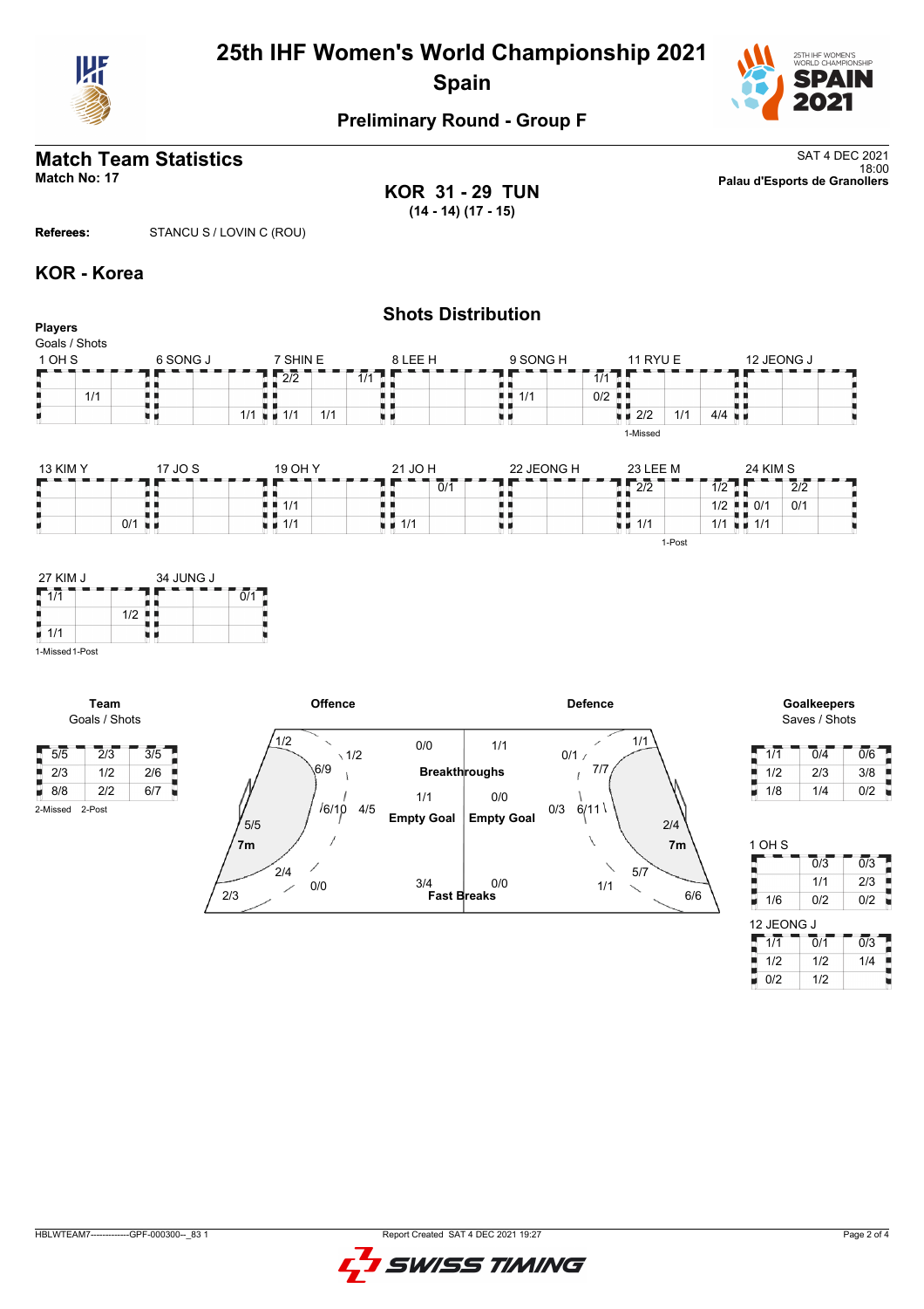# 25th IHF Women's World Championship 2021
## Spain

### Preliminary Round - Group F

## Match Team Statistics

**Match No: 17**

SAT 4 DEC 2021
18:00
**Palau d'Esports de Granollers**

**KOR 31 - 29 TUN**
**(14 - 14) (17 - 15)**

**Referees:** STANCU S / LOVIN C (ROU)

## KOR - Korea

### Shots Distribution

**Players**
Goals / Shots

**1 OH S**

| | | |
|---|---|---|
| | | |
| 1/1 | | |
| | | |

**6 SONG J**

| | | |
|---|---|---|
| | | |
| | | |
| | | 1/1 |

**7 SHIN E**

| | | |
|---|---|---|
| 2/2 | | 1/1 |
| | | |
| 1/1 | 1/1 | |

**8 LEE H**

| | | |
|---|---|---|
| | | |
| | | |
| | | |

**9 SONG H**

| | | |
|---|---|---|
| | | 1/1 |
| 1/1 | | 0/2 |
| | | |

**11 RYU E**

| | | |
|---|---|---|
| | | |
| | | |
| 2/2 | 1/1 | 4/4 |

1-Missed

**12 JEONG J**

| | | |
|---|---|---|
| | | |
| | | |
| | | |

**13 KIM Y**

| | | |
|---|---|---|
| | | |
| | | |
| | 0/1 | |

**17 JO S**

| | | |
|---|---|---|
| | | |
| | | |
| | | |

**19 OH Y**

| | | |
|---|---|---|
| | | |
| 1/1 | | |
| 1/1 | | |

**21 JO H**

| | | |
|---|---|---|
| | 0/1 | |
| | | |
| 1/1 | | |

**22 JEONG H**

| | | |
|---|---|---|
| | | |
| | | |
| | | |

**23 LEE M**

| | | |
|---|---|---|
| 2/2 | | 1/2 |
| | | 1/2 |
| 1/1 | | 1/1 |

1-Post

**24 KIM S**

| | | |
|---|---|---|
| | 2/2 | |
| 0/1 | 0/1 | |
| 1/1 | | |

**27 KIM J**

| | | |
|---|---|---|
| 1/1 | | |
| | 1/2 | |
| 1/1 | | |

1-Missed 1-Post

**34 JUNG J**

| | | |
|---|---|---|
| | | 0/1 |
| | | |
| | | |

**Team**
Goals / Shots

| | | |
|---|---|---|
| 5/5 | 2/3 | 3/5 |
| 2/3 | 1/2 | 2/6 |
| 8/8 | 2/2 | 6/7 |

2-Missed 2-Post

**Offence**

| | |
|---|---|
| Left wing | 1/2 |
| Left back | 1/2 |
| Left 9m | 6/9 |
| Centre 9m | 6/10 |
| Centre 6m | 4/5 |
| Left 6m | 5/5 |
| 7m | 2/4 |
| Pivot/right | 0/0 |
| Right wing | 2/3 |
| Breakthroughs | 0/0 |
| Empty Goal | 1/1 |
| Fast Breaks | 3/4 |

**Defence**

| | |
|---|---|
| Breakthroughs | 1/1 |
| Empty Goal | 0/0 |
| Fast Breaks | 0/0 |
| Back | 0/1 |
| Right wing | 1/1 |
| Right 9m | 7/7 |
| Centre 9m | 6/11 |
| Centre 6m | 0/3 |
| Right 6m | 2/4 |
| 7m | 5/7 |
| Pivot | 1/1 |
| Left wing | 6/6 |

**Goalkeepers**
Saves / Shots

| | | |
|---|---|---|
| 1/1 | 0/4 | 0/6 |
| 1/2 | 2/3 | 3/8 |
| 1/8 | 1/4 | 0/2 |

**1 OH S**

| | | |
|---|---|---|
| | 0/3 | 0/3 |
| | 1/1 | 2/3 |
| 1/6 | 0/2 | 0/2 |

**12 JEONG J**

| | | |
|---|---|---|
| 1/1 | 0/1 | 0/3 |
| 1/2 | 1/2 | 1/4 |
| 0/2 | 1/2 | |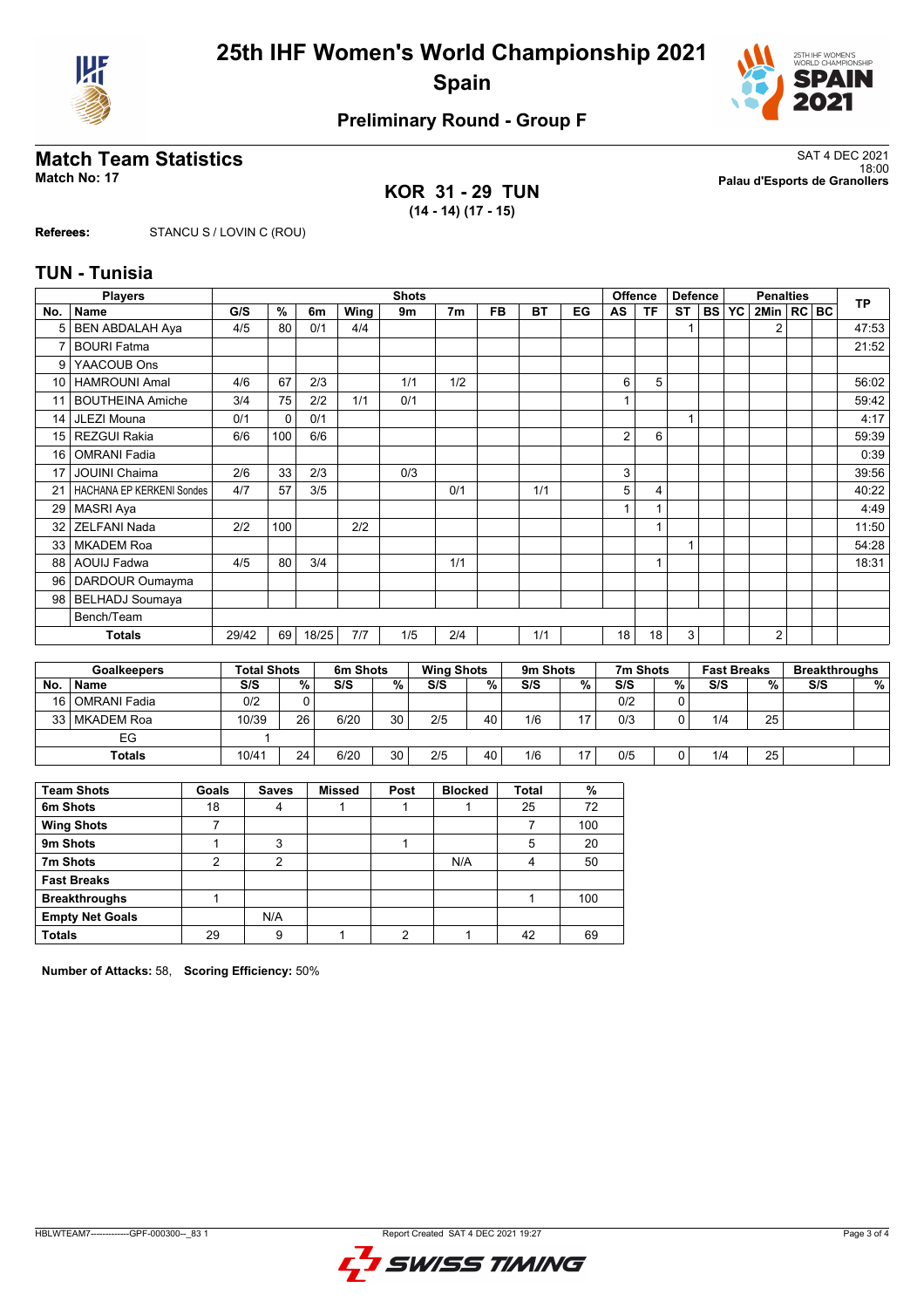# 25th IHF Women's World Championship 2021

## Spain

### Preliminary Round - Group F

## Match Team Statistics

**Match No: 17**

SAT 4 DEC 2021
18:00
**Palau d'Esports de Granollers**

**KOR 31 - 29 TUN**
**(14 - 14) (17 - 15)**

**Referees:** STANCU S / LOVIN C (ROU)

## TUN - Tunisia

| No. | Name | G/S | % | 6m | Wing | 9m | 7m | FB | BT | EG | AS | TF | ST | BS | YC | 2Min | RC | BC | TP |
|---|---|---|---|---|---|---|---|---|---|---|---|---|---|---|---|---|---|---|---|
| 5 | BEN ABDALAH Aya | 4/5 | 80 | 0/1 | 4/4 | | | | | | | | 1 | | | 2 | | | 47:53 |
| 7 | BOURI Fatma | | | | | | | | | | | | | | | | | | 21:52 |
| 9 | YAACOUB Ons | | | | | | | | | | | | | | | | | | |
| 10 | HAMROUNI Amal | 4/6 | 67 | 2/3 | | 1/1 | 1/2 | | | | 6 | 5 | | | | | | | 56:02 |
| 11 | BOUTHEINA Amiche | 3/4 | 75 | 2/2 | 1/1 | 0/1 | | | | | 1 | | | | | | | | 59:42 |
| 14 | JLEZI Mouna | 0/1 | 0 | 0/1 | | | | | | | | | 1 | | | | | | 4:17 |
| 15 | REZGUI Rakia | 6/6 | 100 | 6/6 | | | | | | | 2 | 6 | | | | | | | 59:39 |
| 16 | OMRANI Fadia | | | | | | | | | | | | | | | | | | 0:39 |
| 17 | JOUINI Chaima | 2/6 | 33 | 2/3 | | 0/3 | | | | | 3 | | | | | | | | 39:56 |
| 21 | HACHANA EP KERKENI Sondes | 4/7 | 57 | 3/5 | | | 0/1 | | 1/1 | | 5 | 4 | | | | | | | 40:22 |
| 29 | MASRI Aya | | | | | | | | | | 1 | 1 | | | | | | | 4:49 |
| 32 | ZELFANI Nada | 2/2 | 100 | | 2/2 | | | | | | | 1 | | | | | | | 11:50 |
| 33 | MKADEM Roa | | | | | | | | | | | | 1 | | | | | | 54:28 |
| 88 | AOUIJ Fadwa | 4/5 | 80 | 3/4 | | | 1/1 | | | | | 1 | | | | | | | 18:31 |
| 96 | DARDOUR Oumayma | | | | | | | | | | | | | | | | | | |
| 98 | BELHADJ Soumaya | | | | | | | | | | | | | | | | | | |
| | Bench/Team | | | | | | | | | | | | | | | | | | |
| | **Totals** | 29/42 | 69 | 18/25 | 7/7 | 1/5 | 2/4 | | 1/1 | | 18 | 18 | 3 | | | 2 | | | |

| No. | Goalkeepers | Total Shots S/S | % | 6m Shots S/S | % | Wing Shots S/S | % | 9m Shots S/S | % | 7m Shots S/S | % | Fast Breaks S/S | % | Breakthroughs S/S | % |
|---|---|---|---|---|---|---|---|---|---|---|---|---|---|---|---|
| 16 | OMRANI Fadia | 0/2 | 0 | | | | | | | 0/2 | 0 | | | | |
| 33 | MKADEM Roa | 10/39 | 26 | 6/20 | 30 | 2/5 | 40 | 1/6 | 17 | 0/3 | 0 | 1/4 | 25 | | |
| | EG | 1 | | | | | | | | | | | | | |
| | **Totals** | 10/41 | 24 | 6/20 | 30 | 2/5 | 40 | 1/6 | 17 | 0/5 | 0 | 1/4 | 25 | | |

| Team Shots | Goals | Saves | Missed | Post | Blocked | Total | % |
|---|---|---|---|---|---|---|---|
| 6m Shots | 18 | 4 | 1 | 1 | 1 | 25 | 72 |
| Wing Shots | 7 | | | | | 7 | 100 |
| 9m Shots | 1 | 3 | | 1 | | 5 | 20 |
| 7m Shots | 2 | 2 | | | N/A | 4 | 50 |
| Fast Breaks | | | | | | | |
| Breakthroughs | 1 | | | | | 1 | 100 |
| Empty Net Goals | | N/A | | | | | |
| **Totals** | 29 | 9 | 1 | 2 | 1 | 42 | 69 |

**Number of Attacks:** 58, **Scoring Efficiency:** 50%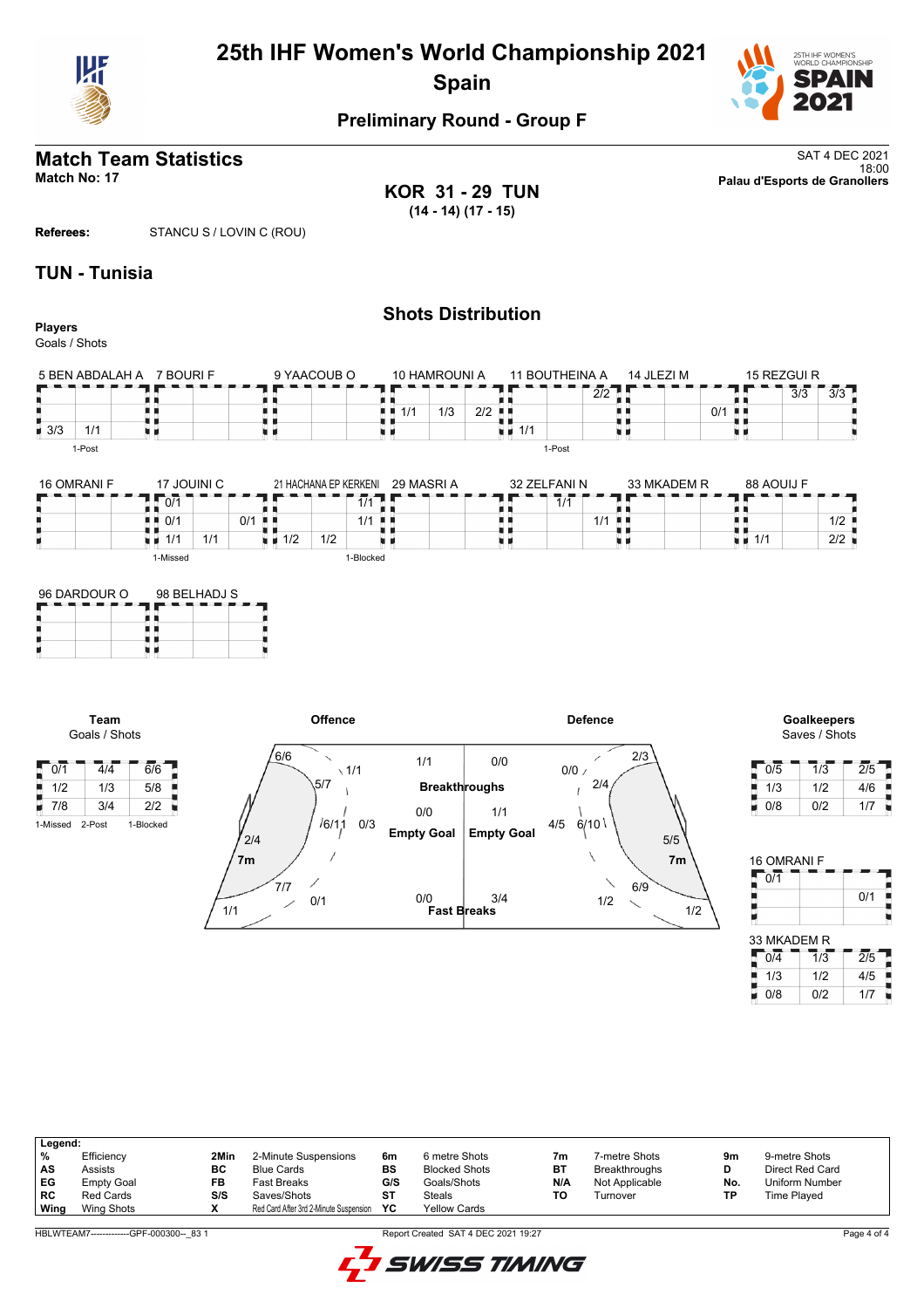# 25th IHF Women's World Championship 2021
# Spain

## Preliminary Round - Group F

## Match Team Statistics

**Match No: 17**

SAT 4 DEC 2021
18:00
**Palau d'Esports de Granollers**

**KOR 31 - 29 TUN**
**(14 - 14) (17 - 15)**

**Referees:** STANCU S / LOVIN C (ROU)

## TUN - Tunisia

### Shots Distribution

**Players**
Goals / Shots

5 BEN ABDALAH A

| | | |
|---|---|---|
| | | |
| | | |
| 3/3 | 1/1 | |

1-Post

7 BOURI F

9 YAACOUB O

10 HAMROUNI A

| | | |
|---|---|---|
| | | |
| 1/1 | 1/3 | 2/2 |
| | | |

11 BOUTHEINA A

| | | |
|---|---|---|
| | | 2/2 |
| | | |
| 1/1 | | |

1-Post

14 JLEZI M

| | | |
|---|---|---|
| | | 0/1 |
| | | |
| | | |

15 REZGUI R

| | | |
|---|---|---|
| | 3/3 | 3/3 |
| | | |
| | | |

16 OMRANI F

17 JOUINI C

| | | |
|---|---|---|
| 0/1 | | |
| 0/1 | | 0/1 |
| 1/1 | 1/1 | |

1-Missed

21 HACHANA EP KERKENI

| | | |
|---|---|---|
| | | 1/1 |
| | | 1/1 |
| 1/2 | 1/2 | |

1-Blocked

29 MASRI A

32 ZELFANI N

| | | |
|---|---|---|
| | 1/1 | |
| | | 1/1 |
| | | |

33 MKADEM R

88 AOUIJ F

| | | |
|---|---|---|
| | | |
| | | 1/2 |
| 1/1 | | 2/2 |

96 DARDOUR O

98 BELHADJ S

**Team**
Goals / Shots

| | | |
|---|---|---|
| 0/1 | 4/4 | 6/6 |
| 1/2 | 1/3 | 5/8 |
| 7/8 | 3/4 | 2/2 |

1-Missed 2-Post 1-Blocked

**Offence**

6/6
1/1
5/7
6/11
0/3
2/4
7m
7/7
0/1
1/1

| | |
|---|---|
| 1/1 | 0/0 |
| **Breakthroughs** | |
| 0/0 | 1/1 |
| **Empty Goal** | **Empty Goal** |
| 0/0 | 3/4 |
| **Fast Breaks** | |

**Defence**

0/0
2/3
2/4
4/5
6/10
5/5
7m
6/9
1/2
1/2

**Goalkeepers**
Saves / Shots

| | | |
|---|---|---|
| 0/5 | 1/3 | 2/5 |
| 1/3 | 1/2 | 4/6 |
| 0/8 | 0/2 | 1/7 |

16 OMRANI F

| | | |
|---|---|---|
| 0/1 | | |
| | | 0/1 |
| | | |

33 MKADEM R

| | | |
|---|---|---|
| 0/4 | 1/3 | 2/5 |
| 1/3 | 1/2 | 4/5 |
| 0/8 | 0/2 | 1/7 |

| **Legend:** | | | | | | | | | |
|---|---|---|---|---|---|---|---|---|---|
| **%** | Efficiency | **2Min** | 2-Minute Suspensions | **6m** | 6 metre Shots | **7m** | 7-metre Shots | **9m** | 9-metre Shots |
| **AS** | Assists | **BC** | Blue Cards | **BS** | Blocked Shots | **BT** | Breakthroughs | **D** | Direct Red Card |
| **EG** | Empty Goal | **FB** | Fast Breaks | **G/S** | Goals/Shots | **N/A** | Not Applicable | **No.** | Uniform Number |
| **RC** | Red Cards | **S/S** | Saves/Shots | **ST** | Steals | **TO** | Turnover | **TP** | Time Played |
| **Wing** | Wing Shots | **X** | Red Card After 3rd 2-Minute Suspension | **YC** | Yellow Cards | | | | |

HBLWTEAM7--------------GPF-000300--_83 1 Report Created SAT 4 DEC 2021 19:27